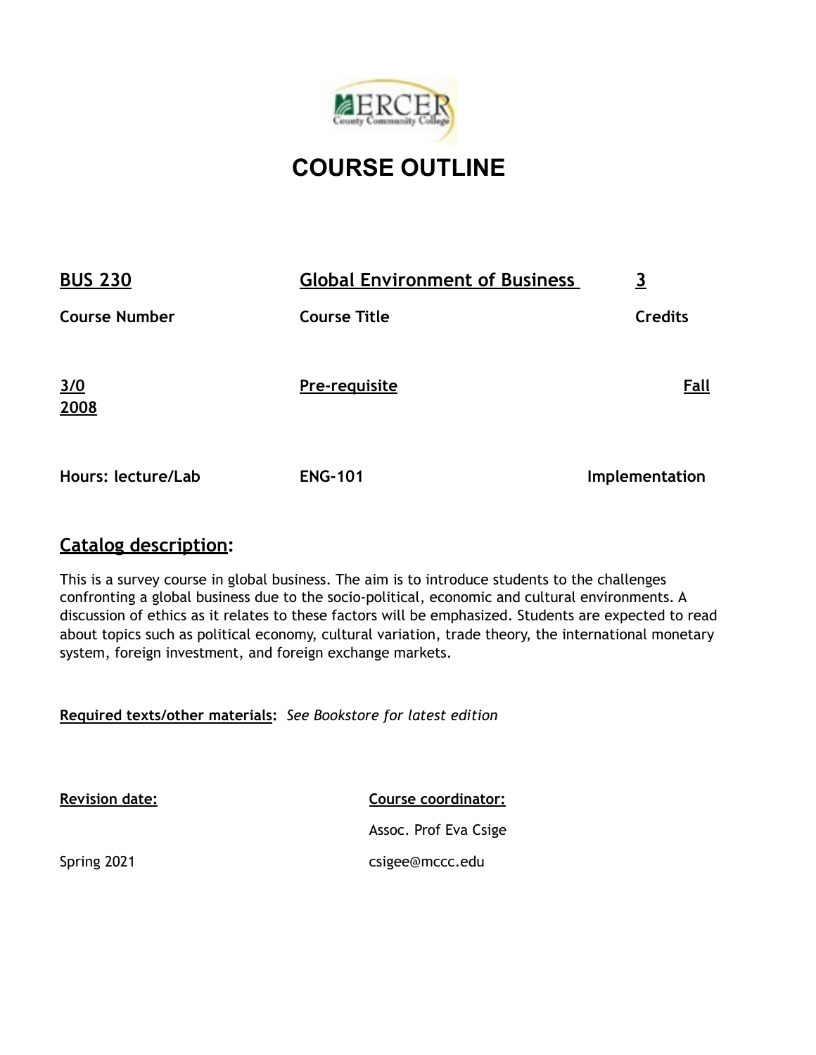# COURSE OUTLINE

| **BUS 230** | **Global Environment of Business** | **3** |
|---|---|---|
| **Course Number** | **Course Title** | **Credits** |
| **3/0** | **Pre-requisite** | **Fall 2008** |
| **Hours: lecture/Lab** | **ENG-101** | **Implementation** |

## Catalog description:

This is a survey course in global business. The aim is to introduce students to the challenges confronting a global business due to the socio-political, economic and cultural environments. A discussion of ethics as it relates to these factors will be emphasized. Students are expected to read about topics such as political economy, cultural variation, trade theory, the international monetary system, foreign investment, and foreign exchange markets.

**Required texts/other materials:** *See Bookstore for latest edition*

**Revision date:**

Spring 2021

**Course coordinator:**

Assoc. Prof Eva Csige

csigee@mccc.edu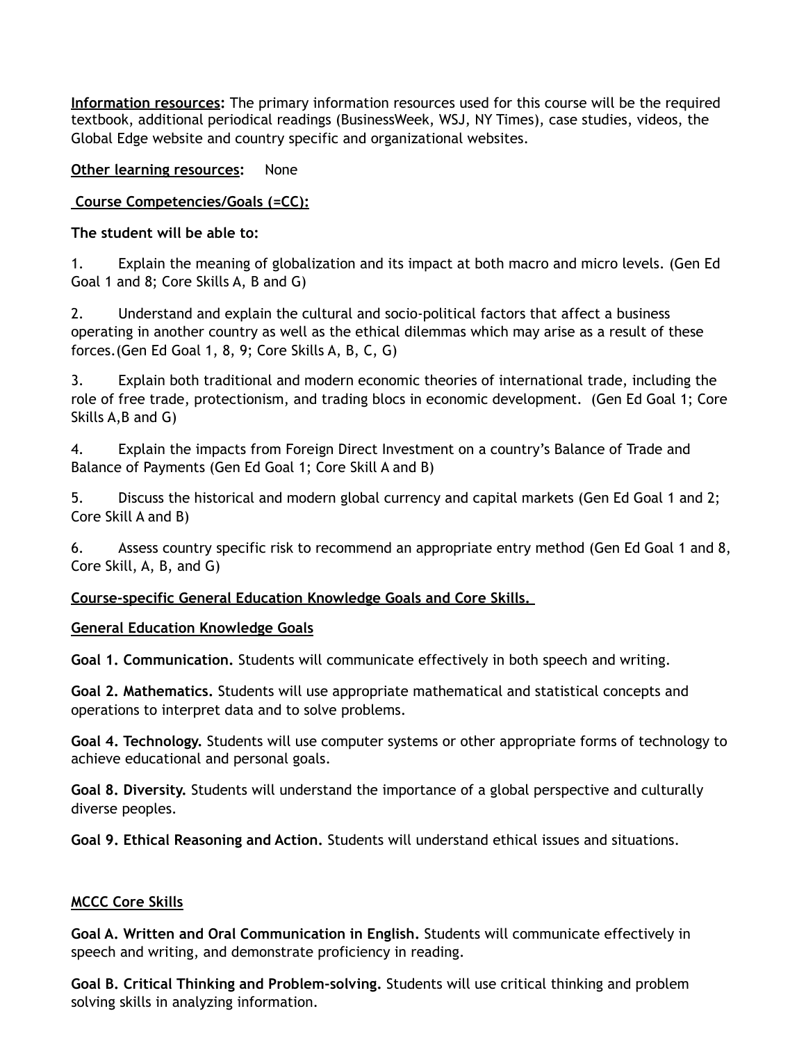**Information resources:** The primary information resources used for this course will be the required textbook, additional periodical readings (BusinessWeek, WSJ, NY Times), case studies, videos, the Global Edge website and country specific and organizational websites.

**Other learning resources:** None

**Course Competencies/Goals (=CC):**

**The student will be able to:**

1. Explain the meaning of globalization and its impact at both macro and micro levels. (Gen Ed Goal 1 and 8; Core Skills A, B and G)

2. Understand and explain the cultural and socio-political factors that affect a business operating in another country as well as the ethical dilemmas which may arise as a result of these forces.(Gen Ed Goal 1, 8, 9; Core Skills A, B, C, G)

3. Explain both traditional and modern economic theories of international trade, including the role of free trade, protectionism, and trading blocs in economic development. (Gen Ed Goal 1; Core Skills A,B and G)

4. Explain the impacts from Foreign Direct Investment on a country's Balance of Trade and Balance of Payments (Gen Ed Goal 1; Core Skill A and B)

5. Discuss the historical and modern global currency and capital markets (Gen Ed Goal 1 and 2; Core Skill A and B)

6. Assess country specific risk to recommend an appropriate entry method (Gen Ed Goal 1 and 8, Core Skill, A, B, and G)

**Course-specific General Education Knowledge Goals and Core Skills.**

**General Education Knowledge Goals**

**Goal 1. Communication.** Students will communicate effectively in both speech and writing.

**Goal 2. Mathematics.** Students will use appropriate mathematical and statistical concepts and operations to interpret data and to solve problems.

**Goal 4. Technology.** Students will use computer systems or other appropriate forms of technology to achieve educational and personal goals.

**Goal 8. Diversity.** Students will understand the importance of a global perspective and culturally diverse peoples.

**Goal 9. Ethical Reasoning and Action.** Students will understand ethical issues and situations.

**MCCC Core Skills**

**Goal A. Written and Oral Communication in English.** Students will communicate effectively in speech and writing, and demonstrate proficiency in reading.

**Goal B. Critical Thinking and Problem-solving.** Students will use critical thinking and problem solving skills in analyzing information.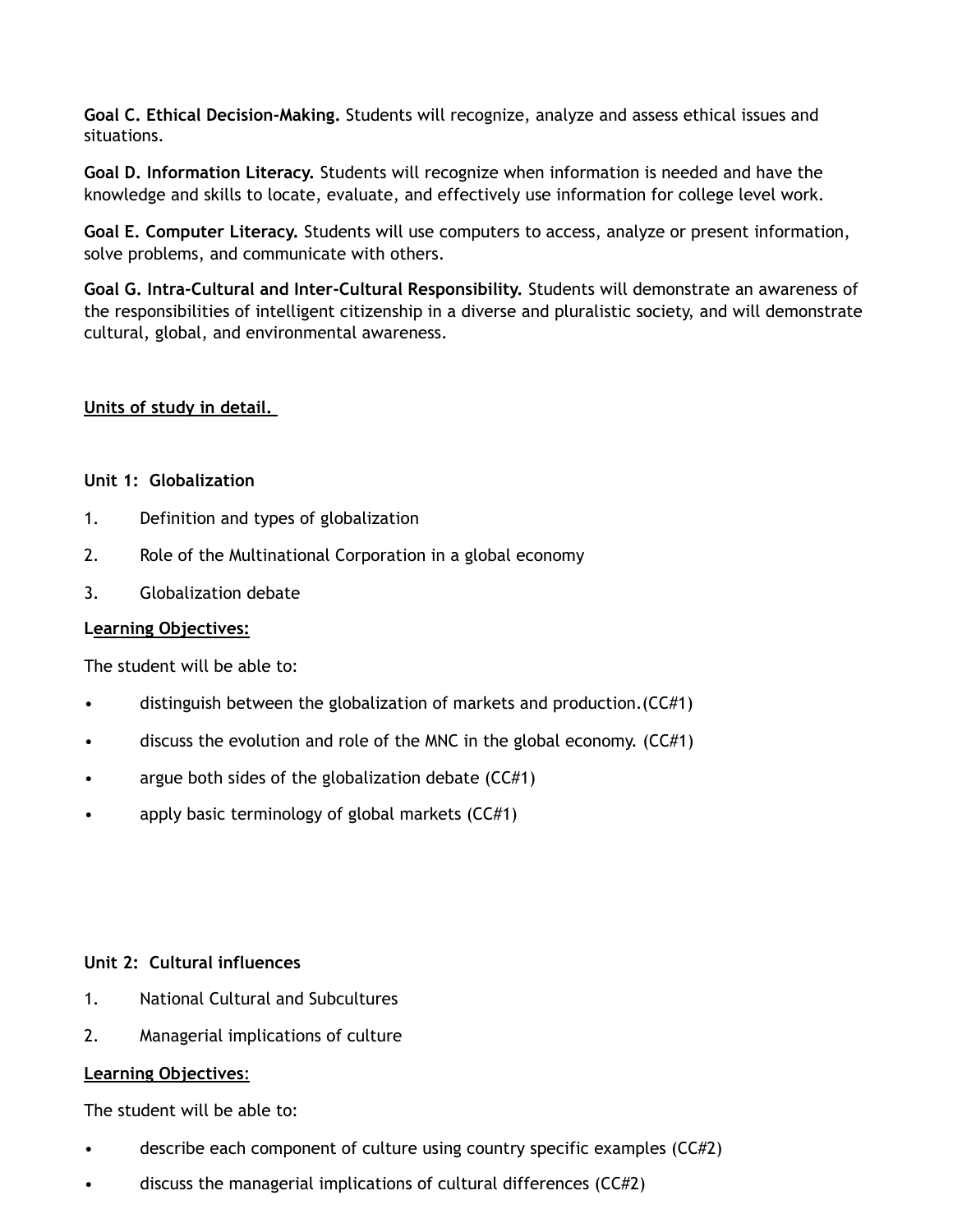**Goal C. Ethical Decision-Making.** Students will recognize, analyze and assess ethical issues and situations.

**Goal D. Information Literacy.** Students will recognize when information is needed and have the knowledge and skills to locate, evaluate, and effectively use information for college level work.

**Goal E. Computer Literacy.** Students will use computers to access, analyze or present information, solve problems, and communicate with others.

**Goal G. Intra-Cultural and Inter-Cultural Responsibility.** Students will demonstrate an awareness of the responsibilities of intelligent citizenship in a diverse and pluralistic society, and will demonstrate cultural, global, and environmental awareness.

**Units of study in detail.**

**Unit 1: Globalization**

1. Definition and types of globalization
2. Role of the Multinational Corporation in a global economy
3. Globalization debate

**Learning Objectives:**

The student will be able to:

- distinguish between the globalization of markets and production.(CC#1)
- discuss the evolution and role of the MNC in the global economy. (CC#1)
- argue both sides of the globalization debate (CC#1)
- apply basic terminology of global markets (CC#1)

**Unit 2: Cultural influences**

1. National Cultural and Subcultures
2. Managerial implications of culture

**Learning Objectives**:

The student will be able to:

- describe each component of culture using country specific examples (CC#2)
- discuss the managerial implications of cultural differences (CC#2)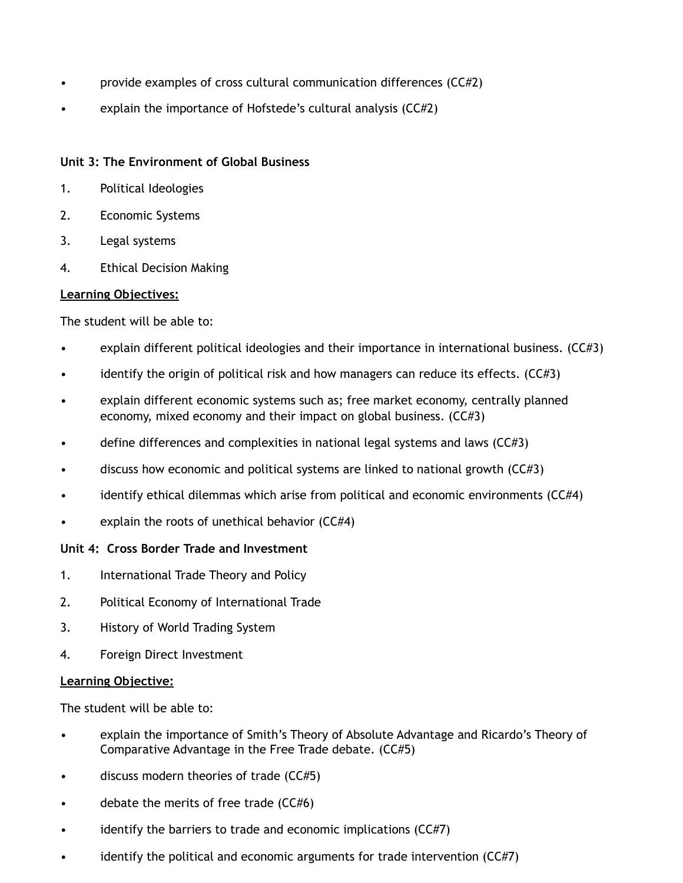- provide examples of cross cultural communication differences (CC#2)
- explain the importance of Hofstede's cultural analysis (CC#2)

**Unit 3: The Environment of Global Business**

1. Political Ideologies
2. Economic Systems
3. Legal systems
4. Ethical Decision Making

**Learning Objectives:**

The student will be able to:

- explain different political ideologies and their importance in international business. (CC#3)
- identify the origin of political risk and how managers can reduce its effects. (CC#3)
- explain different economic systems such as; free market economy, centrally planned economy, mixed economy and their impact on global business. (CC#3)
- define differences and complexities in national legal systems and laws (CC#3)
- discuss how economic and political systems are linked to national growth (CC#3)
- identify ethical dilemmas which arise from political and economic environments (CC#4)
- explain the roots of unethical behavior (CC#4)

**Unit 4: Cross Border Trade and Investment**

1. International Trade Theory and Policy
2. Political Economy of International Trade
3. History of World Trading System
4. Foreign Direct Investment

**Learning Objective:**

The student will be able to:

- explain the importance of Smith's Theory of Absolute Advantage and Ricardo's Theory of Comparative Advantage in the Free Trade debate. (CC#5)
- discuss modern theories of trade (CC#5)
- debate the merits of free trade (CC#6)
- identify the barriers to trade and economic implications (CC#7)
- identify the political and economic arguments for trade intervention (CC#7)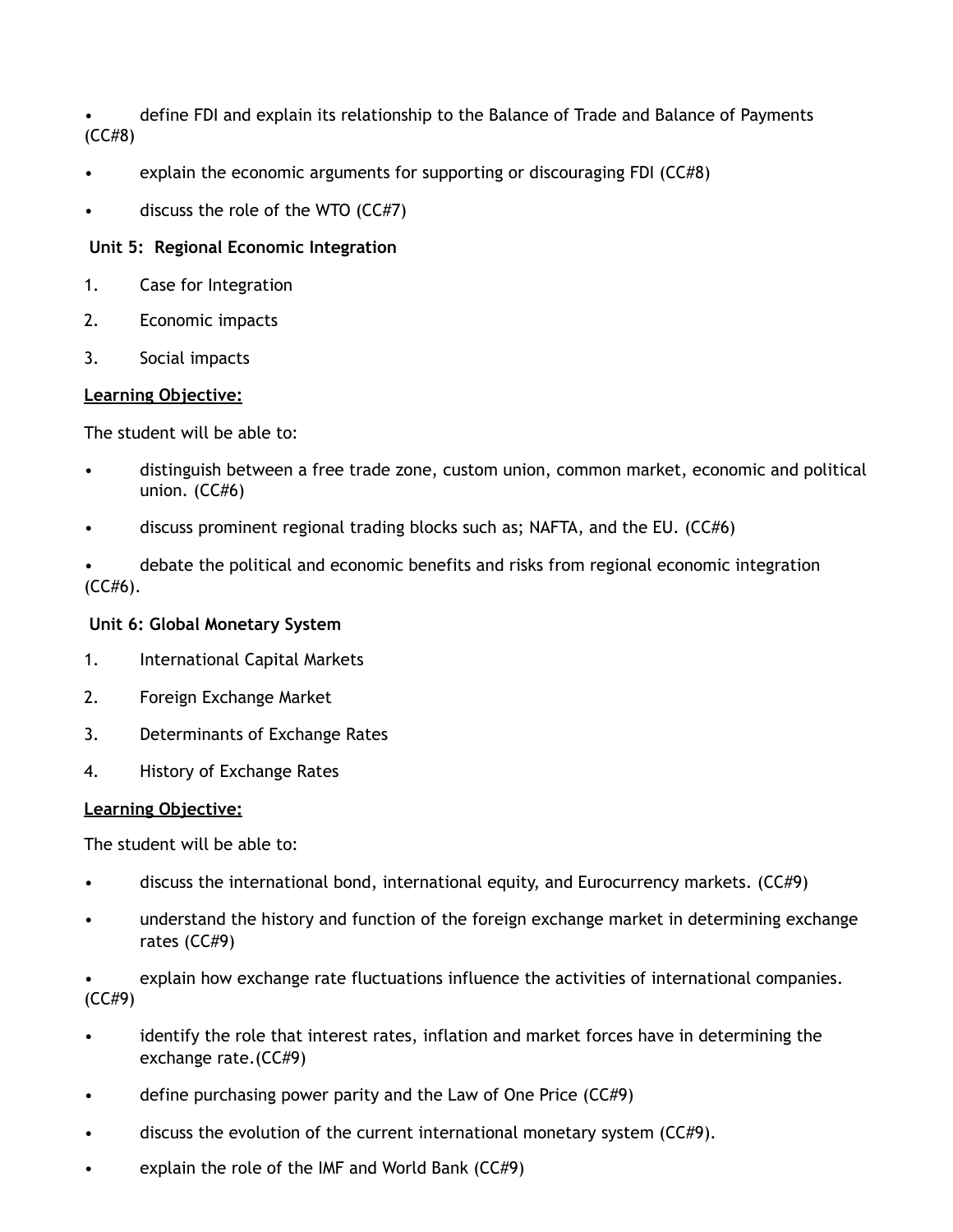- define FDI and explain its relationship to the Balance of Trade and Balance of Payments (CC#8)
- explain the economic arguments for supporting or discouraging FDI (CC#8)
- discuss the role of the WTO (CC#7)

**Unit 5: Regional Economic Integration**

1. Case for Integration
2. Economic impacts
3. Social impacts

**Learning Objective:**

The student will be able to:

- distinguish between a free trade zone, custom union, common market, economic and political union. (CC#6)
- discuss prominent regional trading blocks such as; NAFTA, and the EU. (CC#6)
- debate the political and economic benefits and risks from regional economic integration (CC#6).

**Unit 6: Global Monetary System**

1. International Capital Markets
2. Foreign Exchange Market
3. Determinants of Exchange Rates
4. History of Exchange Rates

**Learning Objective:**

The student will be able to:

- discuss the international bond, international equity, and Eurocurrency markets. (CC#9)
- understand the history and function of the foreign exchange market in determining exchange rates (CC#9)
- explain how exchange rate fluctuations influence the activities of international companies. (CC#9)
- identify the role that interest rates, inflation and market forces have in determining the exchange rate.(CC#9)
- define purchasing power parity and the Law of One Price (CC#9)
- discuss the evolution of the current international monetary system (CC#9).
- explain the role of the IMF and World Bank (CC#9)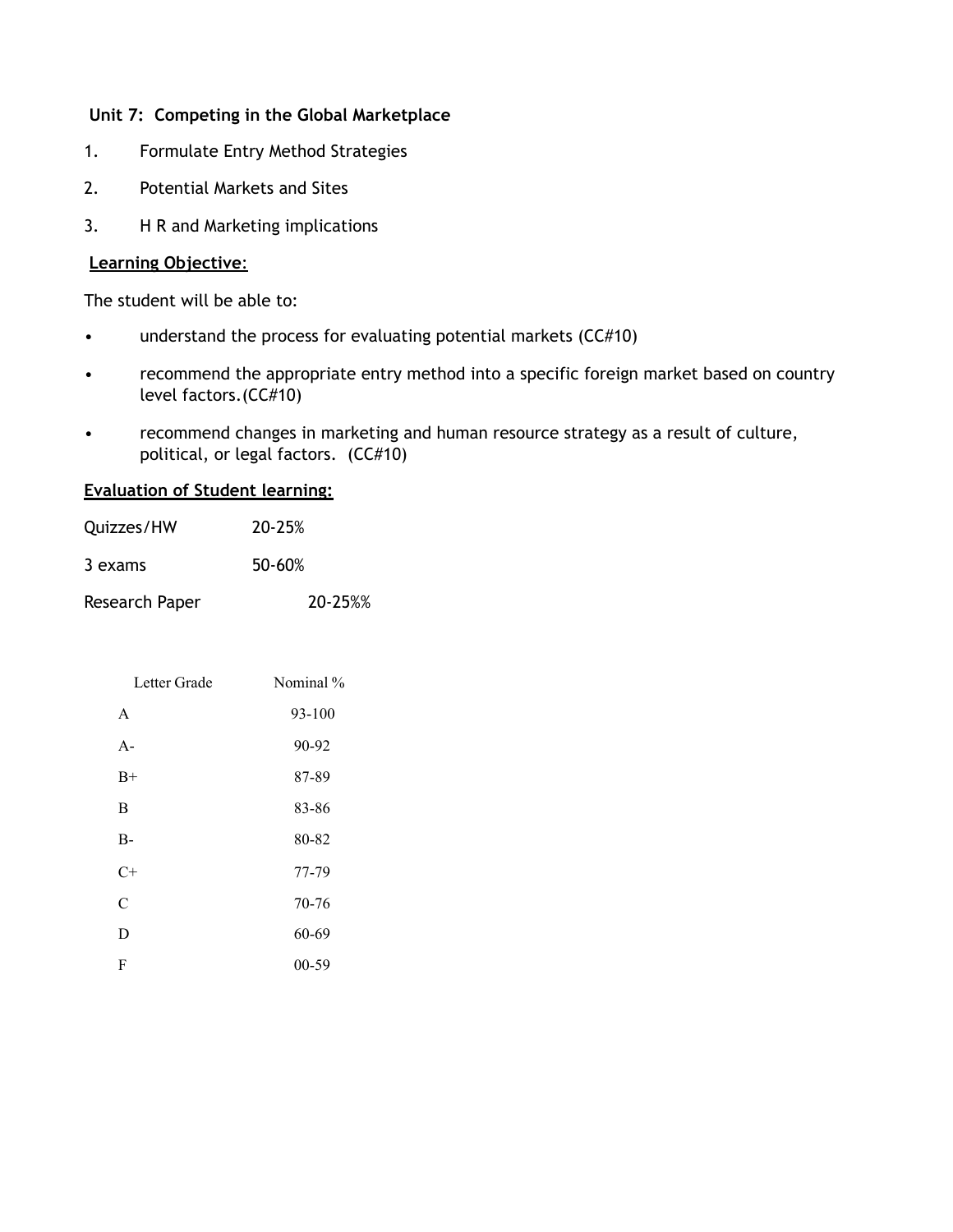**Unit 7: Competing in the Global Marketplace**

1. Formulate Entry Method Strategies
2. Potential Markets and Sites
3. H R and Marketing implications

**Learning Objective**:

The student will be able to:

- understand the process for evaluating potential markets (CC#10)
- recommend the appropriate entry method into a specific foreign market based on country level factors.(CC#10)
- recommend changes in marketing and human resource strategy as a result of culture, political, or legal factors. (CC#10)

**Evaluation of Student learning:**

| | |
|---|---|
| Quizzes/HW | 20-25% |
| 3 exams | 50-60% |
| Research Paper | 20-25%% |

| Letter Grade | Nominal % |
|---|---|
| A | 93-100 |
| A- | 90-92 |
| B+ | 87-89 |
| B | 83-86 |
| B- | 80-82 |
| C+ | 77-79 |
| C | 70-76 |
| D | 60-69 |
| F | 00-59 |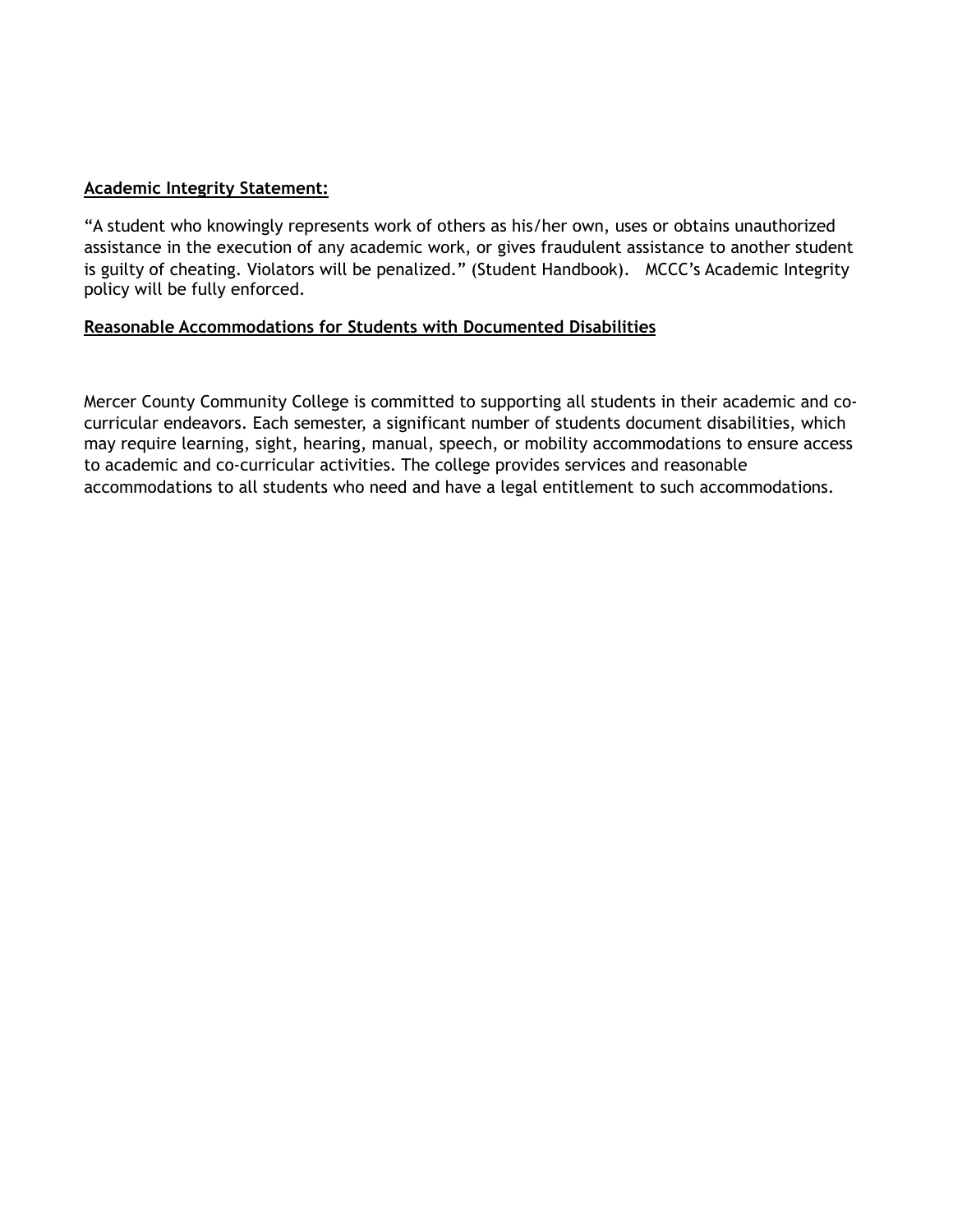**Academic Integrity Statement:**

"A student who knowingly represents work of others as his/her own, uses or obtains unauthorized assistance in the execution of any academic work, or gives fraudulent assistance to another student is guilty of cheating. Violators will be penalized." (Student Handbook). MCCC's Academic Integrity policy will be fully enforced.

**Reasonable Accommodations for Students with Documented Disabilities**

Mercer County Community College is committed to supporting all students in their academic and co-curricular endeavors. Each semester, a significant number of students document disabilities, which may require learning, sight, hearing, manual, speech, or mobility accommodations to ensure access to academic and co-curricular activities. The college provides services and reasonable accommodations to all students who need and have a legal entitlement to such accommodations.